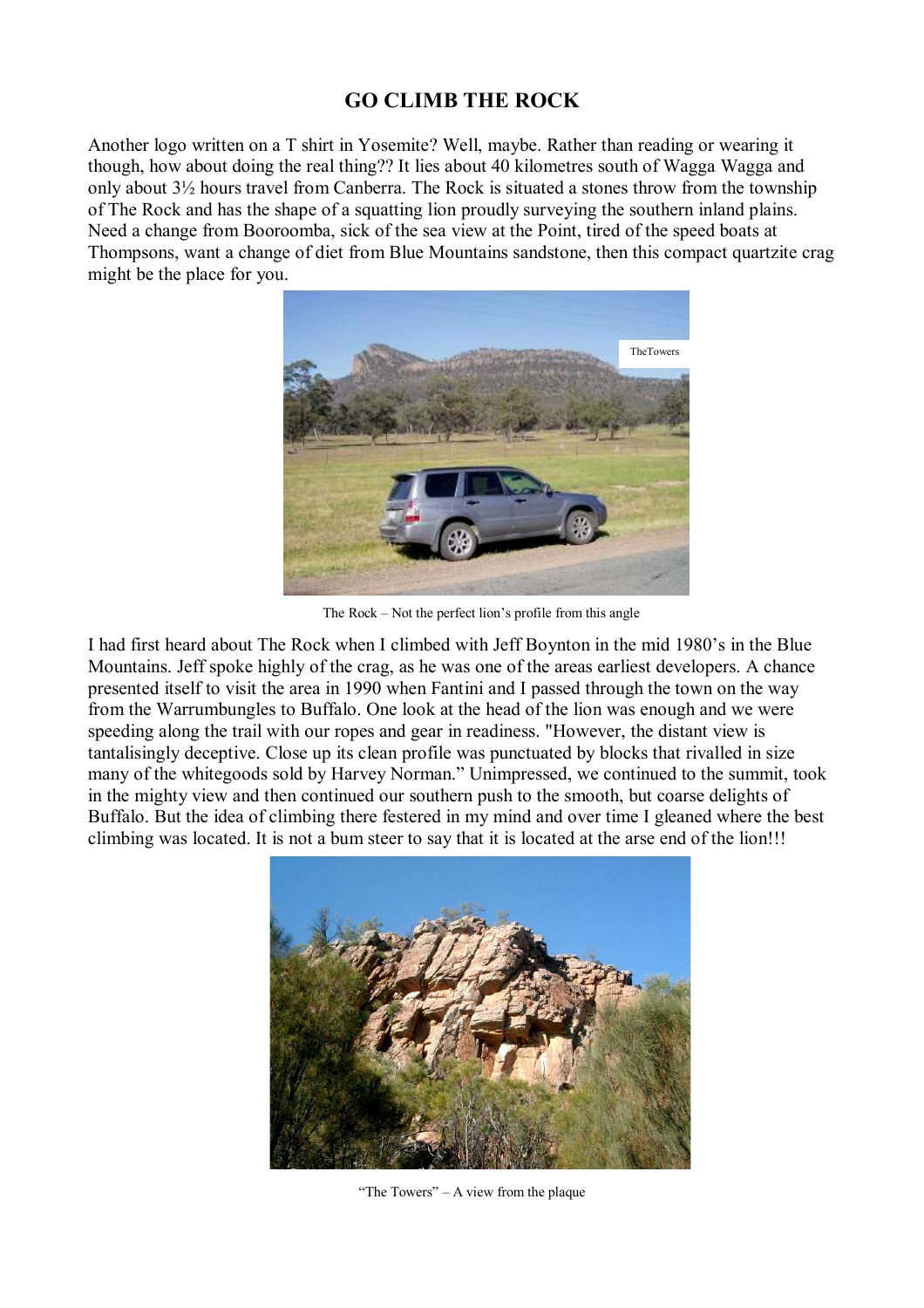# GO CLIMB THE ROCK

Another logo written on a T shirt in Yosemite? Well, maybe. Rather than reading or wearing it though, how about doing the real thing?? It lies about 40 kilometres south of Wagga Wagga and only about 3½ hours travel from Canberra. The Rock is situated a stones throw from the township of The Rock and has the shape of a squatting lion proudly surveying the southern inland plains. Need a change from Booroomba, sick of the sea view at the Point, tired of the speed boats at Thompsons, want a change of diet from Blue Mountains sandstone, then this compact quartzite crag might be the place for you.

TheTowers

The Rock – Not the perfect lion's profile from this angle

I had first heard about The Rock when I climbed with Jeff Boynton in the mid 1980's in the Blue Mountains. Jeff spoke highly of the crag, as he was one of the areas earliest developers. A chance presented itself to visit the area in 1990 when Fantini and I passed through the town on the way from the Warrumbungles to Buffalo. One look at the head of the lion was enough and we were speeding along the trail with our ropes and gear in readiness. "However, the distant view is tantalisingly deceptive. Close up its clean profile was punctuated by blocks that rivalled in size many of the whitegoods sold by Harvey Norman." Unimpressed, we continued to the summit, took in the mighty view and then continued our southern push to the smooth, but coarse delights of Buffalo. But the idea of climbing there festered in my mind and over time I gleaned where the best climbing was located. It is not a bum steer to say that it is located at the arse end of the lion!!!

"The Towers" – A view from the plaque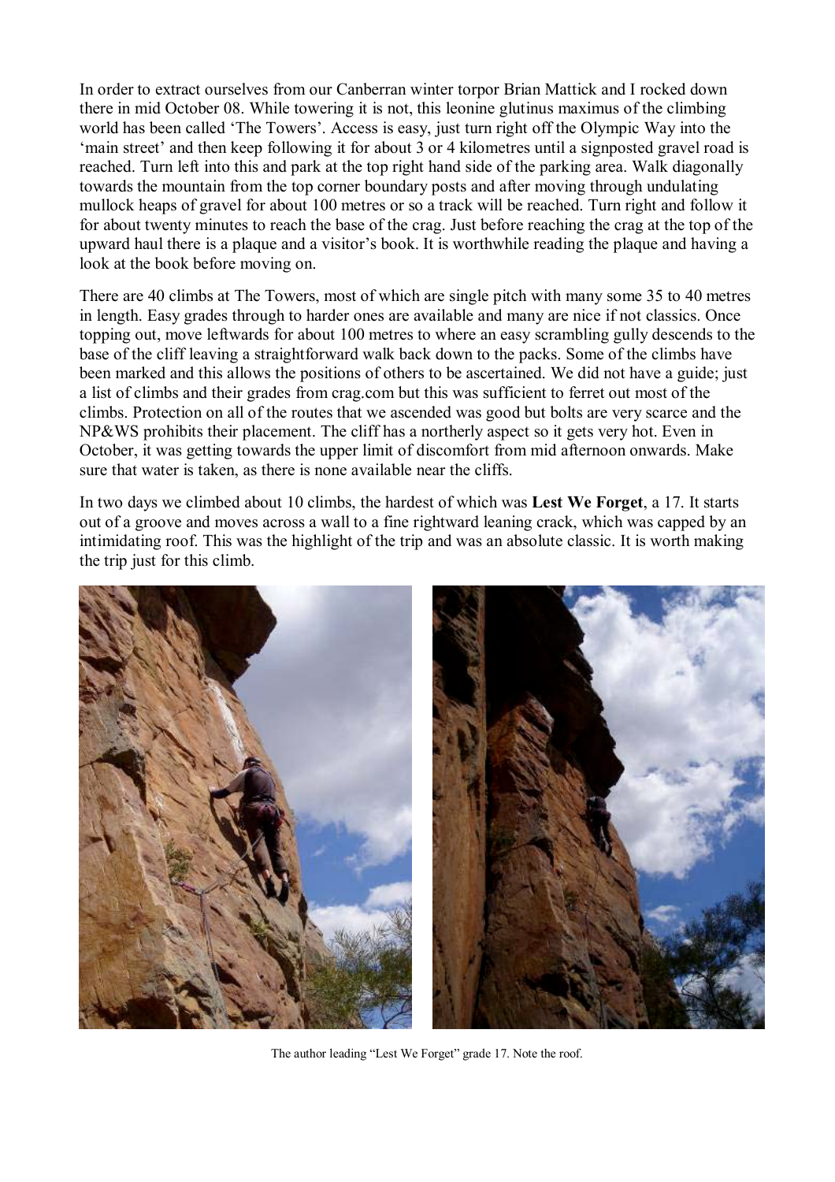In order to extract ourselves from our Canberran winter torpor Brian Mattick and I rocked down there in mid October 08. While towering it is not, this leonine glutinus maximus of the climbing world has been called 'The Towers'. Access is easy, just turn right off the Olympic Way into the 'main street' and then keep following it for about 3 or 4 kilometres until a signposted gravel road is reached. Turn left into this and park at the top right hand side of the parking area. Walk diagonally towards the mountain from the top corner boundary posts and after moving through undulating mullock heaps of gravel for about 100 metres or so a track will be reached. Turn right and follow it for about twenty minutes to reach the base of the crag. Just before reaching the crag at the top of the upward haul there is a plaque and a visitor's book. It is worthwhile reading the plaque and having a look at the book before moving on.

There are 40 climbs at The Towers, most of which are single pitch with many some 35 to 40 metres in length. Easy grades through to harder ones are available and many are nice if not classics. Once topping out, move leftwards for about 100 metres to where an easy scrambling gully descends to the base of the cliff leaving a straightforward walk back down to the packs. Some of the climbs have been marked and this allows the positions of others to be ascertained. We did not have a guide; just a list of climbs and their grades from crag.com but this was sufficient to ferret out most of the climbs. Protection on all of the routes that we ascended was good but bolts are very scarce and the NP&WS prohibits their placement. The cliff has a northerly aspect so it gets very hot. Even in October, it was getting towards the upper limit of discomfort from mid afternoon onwards. Make sure that water is taken, as there is none available near the cliffs.

In two days we climbed about 10 climbs, the hardest of which was **Lest We Forget**, a 17. It starts out of a groove and moves across a wall to a fine rightward leaning crack, which was capped by an intimidating roof. This was the highlight of the trip and was an absolute classic. It is worth making the trip just for this climb.

The author leading "Lest We Forget" grade 17. Note the roof.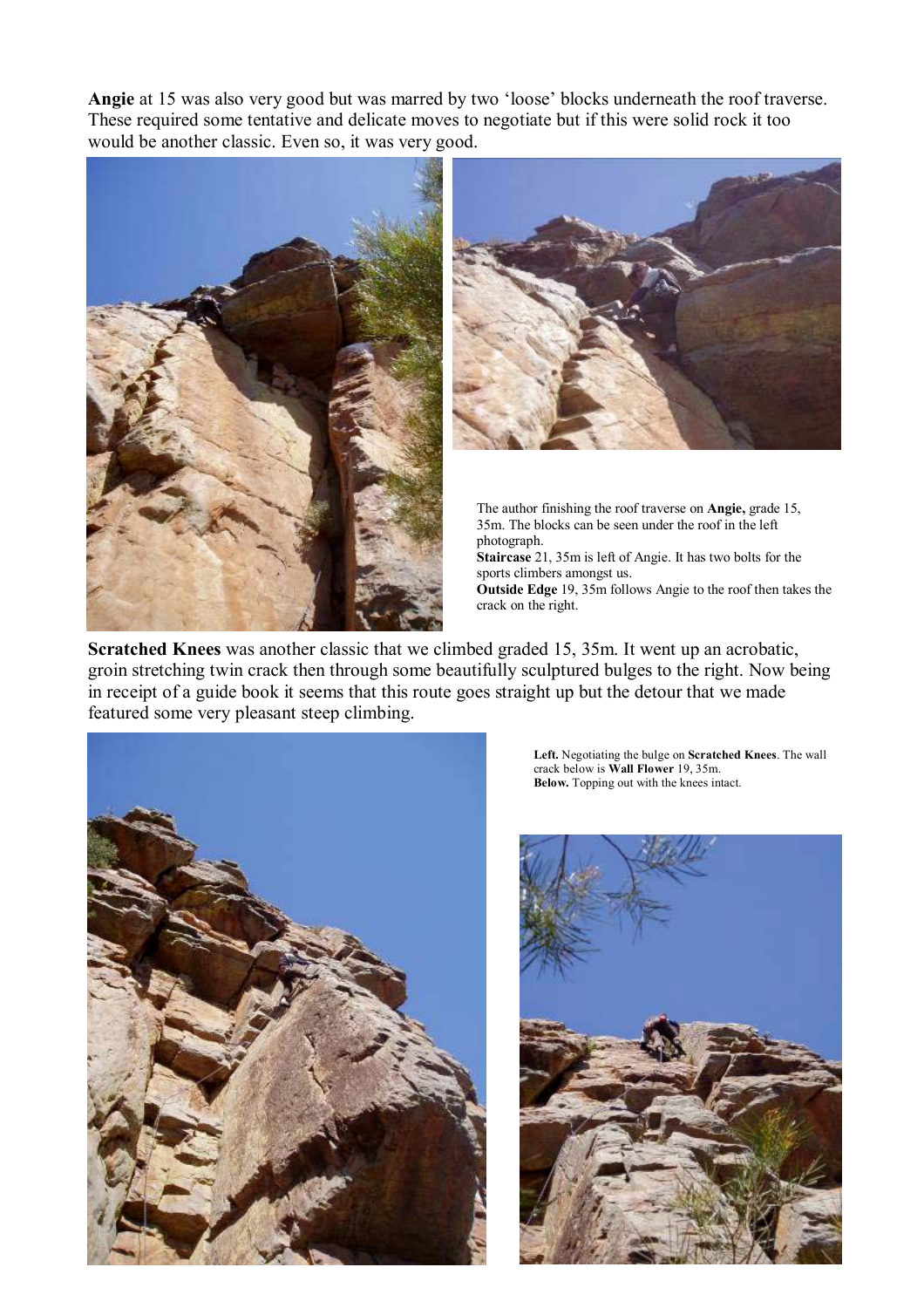**Angie** at 15 was also very good but was marred by two 'loose' blocks underneath the roof traverse. These required some tentative and delicate moves to negotiate but if this were solid rock it too would be another classic. Even so, it was very good.

The author finishing the roof traverse on **Angie,** grade 15, 35m. The blocks can be seen under the roof in the left photograph.
**Staircase** 21, 35m is left of Angie. It has two bolts for the sports climbers amongst us.
**Outside Edge** 19, 35m follows Angie to the roof then takes the crack on the right.

**Scratched Knees** was another classic that we climbed graded 15, 35m. It went up an acrobatic, groin stretching twin crack then through some beautifully sculptured bulges to the right. Now being in receipt of a guide book it seems that this route goes straight up but the detour that we made featured some very pleasant steep climbing.

**Left.** Negotiating the bulge on **Scratched Knees**. The wall crack below is **Wall Flower** 19, 35m.
**Below.** Topping out with the knees intact.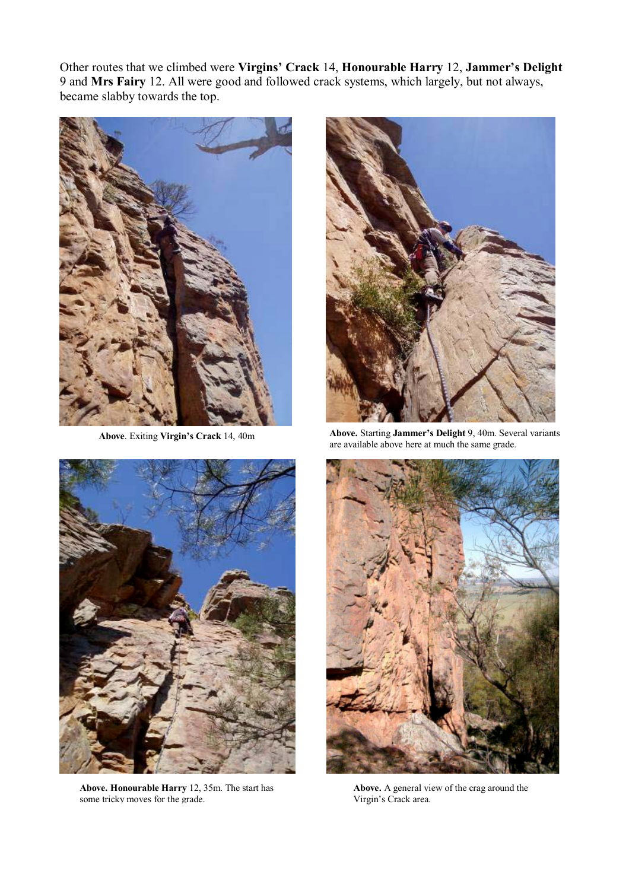Other routes that we climbed were **Virgins' Crack** 14, **Honourable Harry** 12, **Jammer's Delight** 9 and **Mrs Fairy** 12. All were good and followed crack systems, which largely, but not always, became slabby towards the top.

**Above**. Exiting **Virgin's Crack** 14, 40m

**Above.** Starting **Jammer's Delight** 9, 40m. Several variants are available above here at much the same grade.

**Above. Honourable Harry** 12, 35m. The start has some tricky moves for the grade.

**Above.** A general view of the crag around the Virgin's Crack area.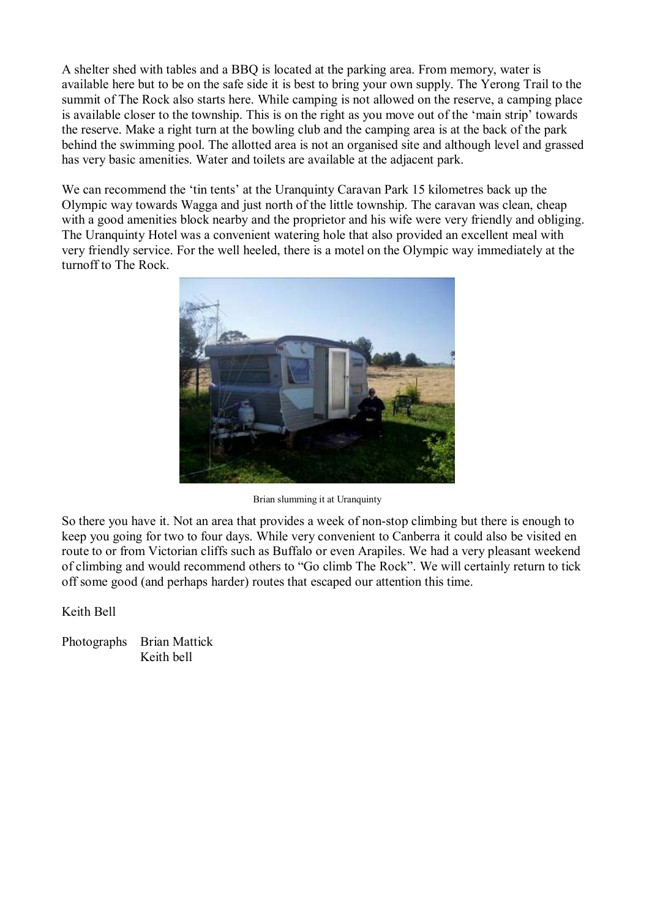A shelter shed with tables and a BBQ is located at the parking area. From memory, water is available here but to be on the safe side it is best to bring your own supply. The Yerong Trail to the summit of The Rock also starts here. While camping is not allowed on the reserve, a camping place is available closer to the township. This is on the right as you move out of the 'main strip' towards the reserve. Make a right turn at the bowling club and the camping area is at the back of the park behind the swimming pool. The allotted area is not an organised site and although level and grassed has very basic amenities. Water and toilets are available at the adjacent park.

We can recommend the 'tin tents' at the Uranquinty Caravan Park 15 kilometres back up the Olympic way towards Wagga and just north of the little township. The caravan was clean, cheap with a good amenities block nearby and the proprietor and his wife were very friendly and obliging. The Uranquinty Hotel was a convenient watering hole that also provided an excellent meal with very friendly service. For the well heeled, there is a motel on the Olympic way immediately at the turnoff to The Rock.

Brian slumming it at Uranquinty

So there you have it. Not an area that provides a week of non-stop climbing but there is enough to keep you going for two to four days. While very convenient to Canberra it could also be visited en route to or from Victorian cliffs such as Buffalo or even Arapiles. We had a very pleasant weekend of climbing and would recommend others to "Go climb The Rock". We will certainly return to tick off some good (and perhaps harder) routes that escaped our attention this time.

Keith Bell

Photographs Brian Mattick
Keith bell